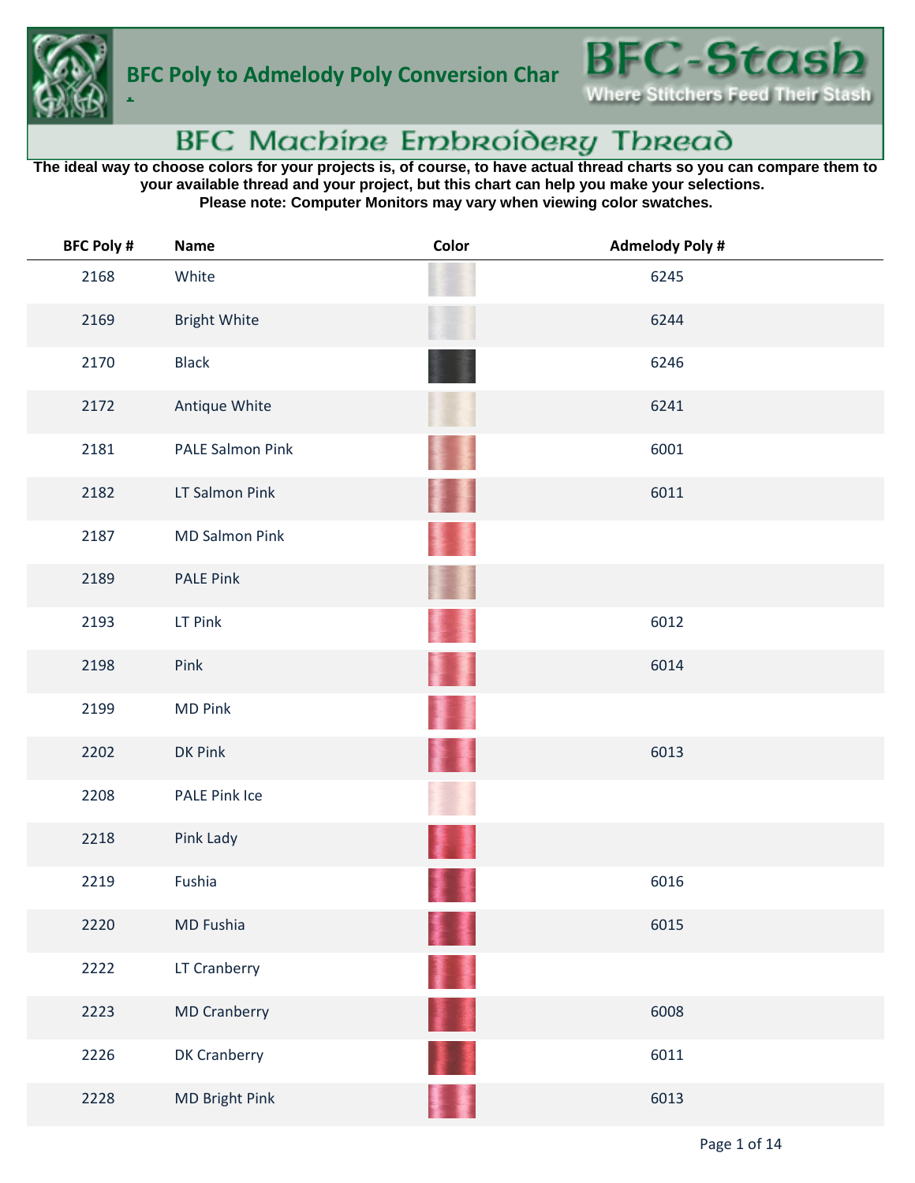# BFC Poly to Admelody Poly Conversion Chart

BFC-Stash
Where Stitchers Feed Their Stash

## BFC Machine Embroidery Thread

**The ideal way to choose colors for your projects is, of course, to have actual thread charts so you can compare them to your available thread and your project, but this chart can help you make your selections.**
**Please note: Computer Monitors may vary when viewing color swatches.**

| BFC Poly # | Name | Color | Admelody Poly # |
|---|---|---|---|
| 2168 | White | | 6245 |
| 2169 | Bright White | | 6244 |
| 2170 | Black | | 6246 |
| 2172 | Antique White | | 6241 |
| 2181 | PALE Salmon Pink | | 6001 |
| 2182 | LT Salmon Pink | | 6011 |
| 2187 | MD Salmon Pink | | |
| 2189 | PALE Pink | | |
| 2193 | LT Pink | | 6012 |
| 2198 | Pink | | 6014 |
| 2199 | MD Pink | | |
| 2202 | DK Pink | | 6013 |
| 2208 | PALE Pink Ice | | |
| 2218 | Pink Lady | | |
| 2219 | Fushia | | 6016 |
| 2220 | MD Fushia | | 6015 |
| 2222 | LT Cranberry | | |
| 2223 | MD Cranberry | | 6008 |
| 2226 | DK Cranberry | | 6011 |
| 2228 | MD Bright Pink | | 6013 |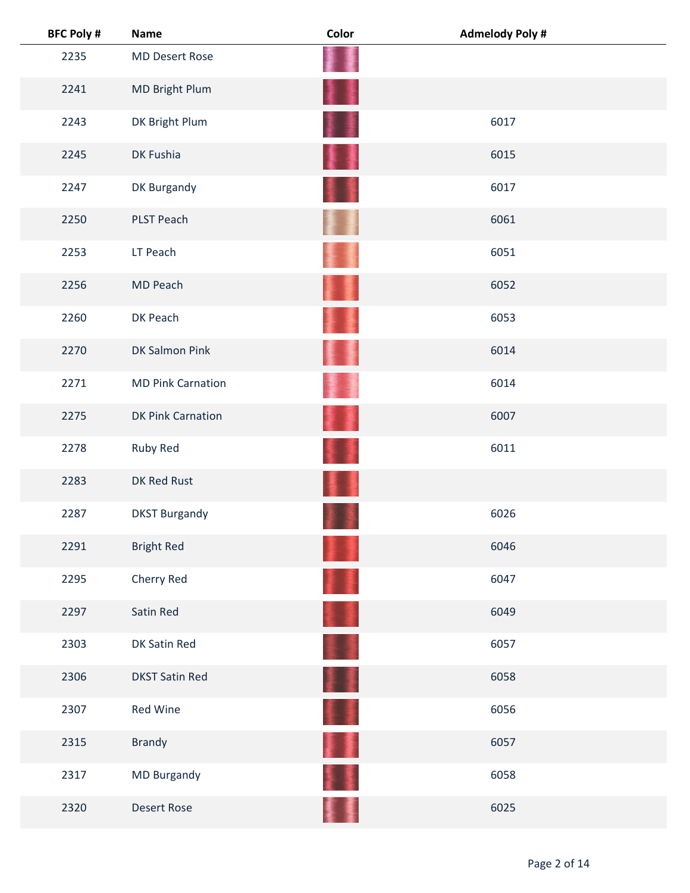| BFC Poly # | Name | Color | Admelody Poly # |
| --- | --- | --- | --- |
| 2235 | MD Desert Rose | | |
| 2241 | MD Bright Plum | | |
| 2243 | DK Bright Plum | | 6017 |
| 2245 | DK Fushia | | 6015 |
| 2247 | DK Burgandy | | 6017 |
| 2250 | PLST Peach | | 6061 |
| 2253 | LT Peach | | 6051 |
| 2256 | MD Peach | | 6052 |
| 2260 | DK Peach | | 6053 |
| 2270 | DK Salmon Pink | | 6014 |
| 2271 | MD Pink Carnation | | 6014 |
| 2275 | DK Pink Carnation | | 6007 |
| 2278 | Ruby Red | | 6011 |
| 2283 | DK Red Rust | | |
| 2287 | DKST Burgandy | | 6026 |
| 2291 | Bright Red | | 6046 |
| 2295 | Cherry Red | | 6047 |
| 2297 | Satin Red | | 6049 |
| 2303 | DK Satin Red | | 6057 |
| 2306 | DKST Satin Red | | 6058 |
| 2307 | Red Wine | | 6056 |
| 2315 | Brandy | | 6057 |
| 2317 | MD Burgandy | | 6058 |
| 2320 | Desert Rose | | 6025 |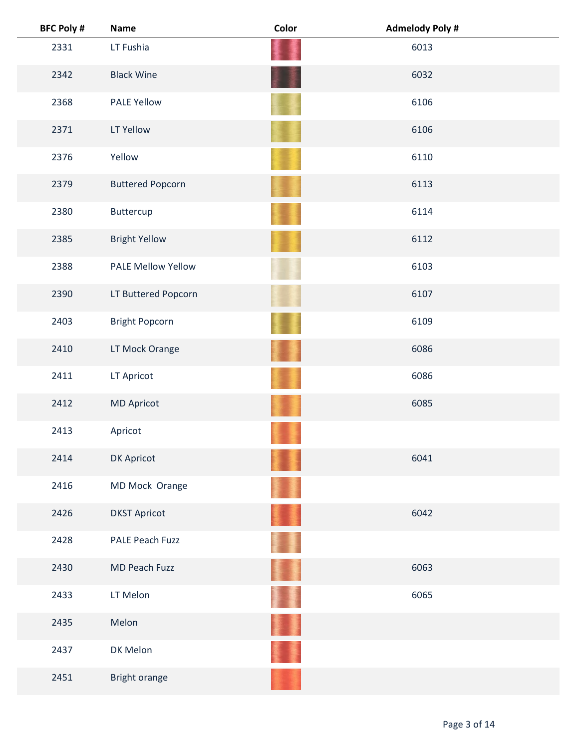| BFC Poly # | Name | Color | Admelody Poly # |
| --- | --- | --- | --- |
| 2331 | LT Fushia | | 6013 |
| 2342 | Black Wine | | 6032 |
| 2368 | PALE Yellow | | 6106 |
| 2371 | LT Yellow | | 6106 |
| 2376 | Yellow | | 6110 |
| 2379 | Buttered Popcorn | | 6113 |
| 2380 | Buttercup | | 6114 |
| 2385 | Bright Yellow | | 6112 |
| 2388 | PALE Mellow Yellow | | 6103 |
| 2390 | LT Buttered Popcorn | | 6107 |
| 2403 | Bright Popcorn | | 6109 |
| 2410 | LT Mock Orange | | 6086 |
| 2411 | LT Apricot | | 6086 |
| 2412 | MD Apricot | | 6085 |
| 2413 | Apricot | | |
| 2414 | DK Apricot | | 6041 |
| 2416 | MD Mock Orange | | |
| 2426 | DKST Apricot | | 6042 |
| 2428 | PALE Peach Fuzz | | |
| 2430 | MD Peach Fuzz | | 6063 |
| 2433 | LT Melon | | 6065 |
| 2435 | Melon | | |
| 2437 | DK Melon | | |
| 2451 | Bright orange | | |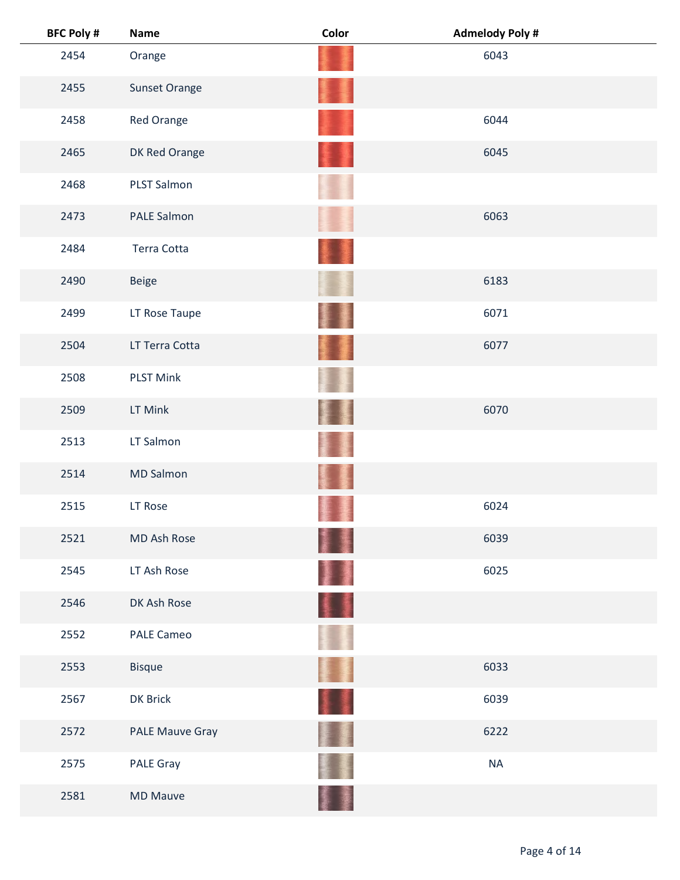| BFC Poly # | Name | Color | Admelody Poly # |
| --- | --- | --- | --- |
| 2454 | Orange | | 6043 |
| 2455 | Sunset Orange | | |
| 2458 | Red Orange | | 6044 |
| 2465 | DK Red Orange | | 6045 |
| 2468 | PLST Salmon | | |
| 2473 | PALE Salmon | | 6063 |
| 2484 | Terra Cotta | | |
| 2490 | Beige | | 6183 |
| 2499 | LT Rose Taupe | | 6071 |
| 2504 | LT Terra Cotta | | 6077 |
| 2508 | PLST Mink | | |
| 2509 | LT Mink | | 6070 |
| 2513 | LT Salmon | | |
| 2514 | MD Salmon | | |
| 2515 | LT Rose | | 6024 |
| 2521 | MD Ash Rose | | 6039 |
| 2545 | LT Ash Rose | | 6025 |
| 2546 | DK Ash Rose | | |
| 2552 | PALE Cameo | | |
| 2553 | Bisque | | 6033 |
| 2567 | DK Brick | | 6039 |
| 2572 | PALE Mauve Gray | | 6222 |
| 2575 | PALE Gray | | NA |
| 2581 | MD Mauve | | |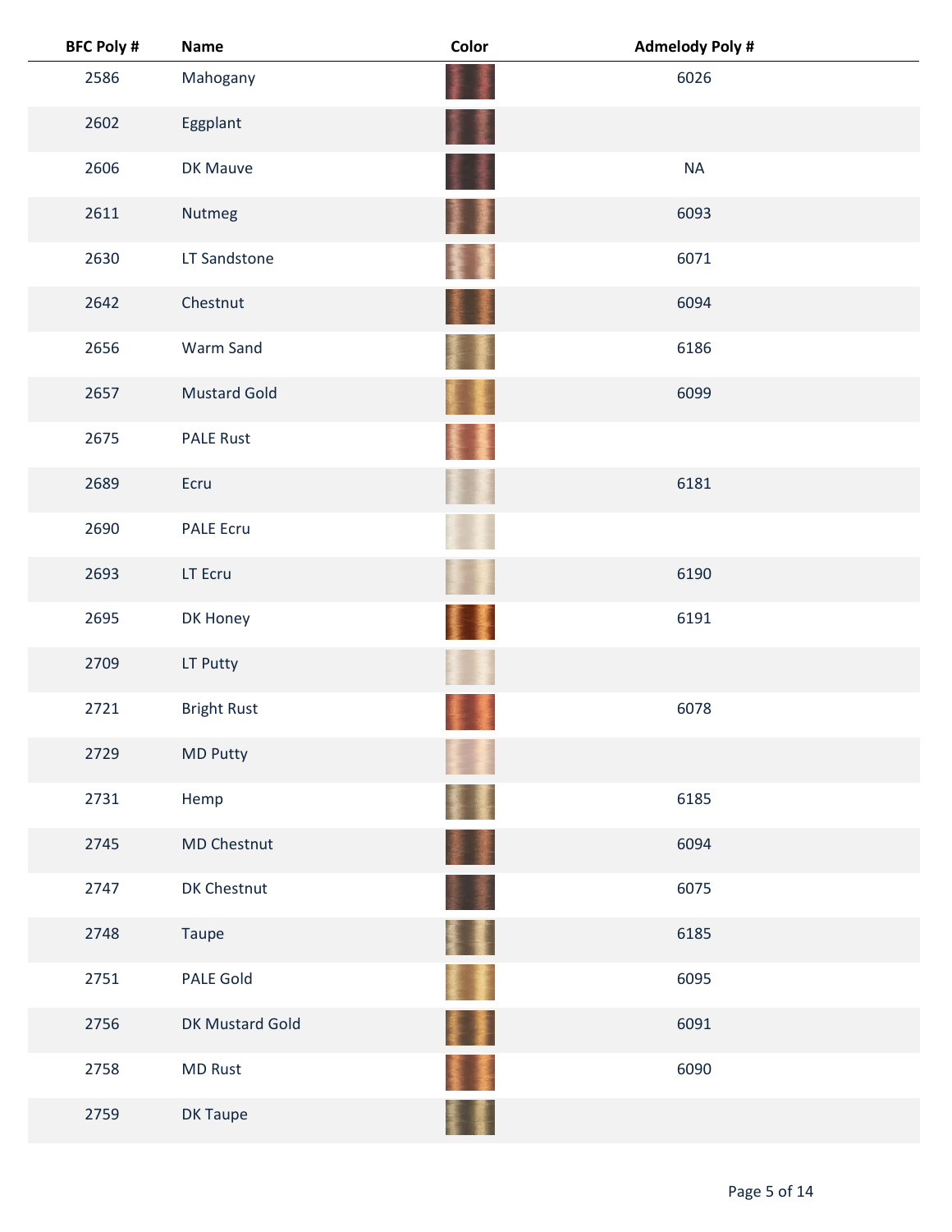| BFC Poly # | Name | Color | Admelody Poly # |
|---|---|---|---|
| 2586 | Mahogany | | 6026 |
| 2602 | Eggplant | | |
| 2606 | DK Mauve | | NA |
| 2611 | Nutmeg | | 6093 |
| 2630 | LT Sandstone | | 6071 |
| 2642 | Chestnut | | 6094 |
| 2656 | Warm Sand | | 6186 |
| 2657 | Mustard Gold | | 6099 |
| 2675 | PALE Rust | | |
| 2689 | Ecru | | 6181 |
| 2690 | PALE Ecru | | |
| 2693 | LT Ecru | | 6190 |
| 2695 | DK Honey | | 6191 |
| 2709 | LT Putty | | |
| 2721 | Bright Rust | | 6078 |
| 2729 | MD Putty | | |
| 2731 | Hemp | | 6185 |
| 2745 | MD Chestnut | | 6094 |
| 2747 | DK Chestnut | | 6075 |
| 2748 | Taupe | | 6185 |
| 2751 | PALE Gold | | 6095 |
| 2756 | DK Mustard Gold | | 6091 |
| 2758 | MD Rust | | 6090 |
| 2759 | DK Taupe | | |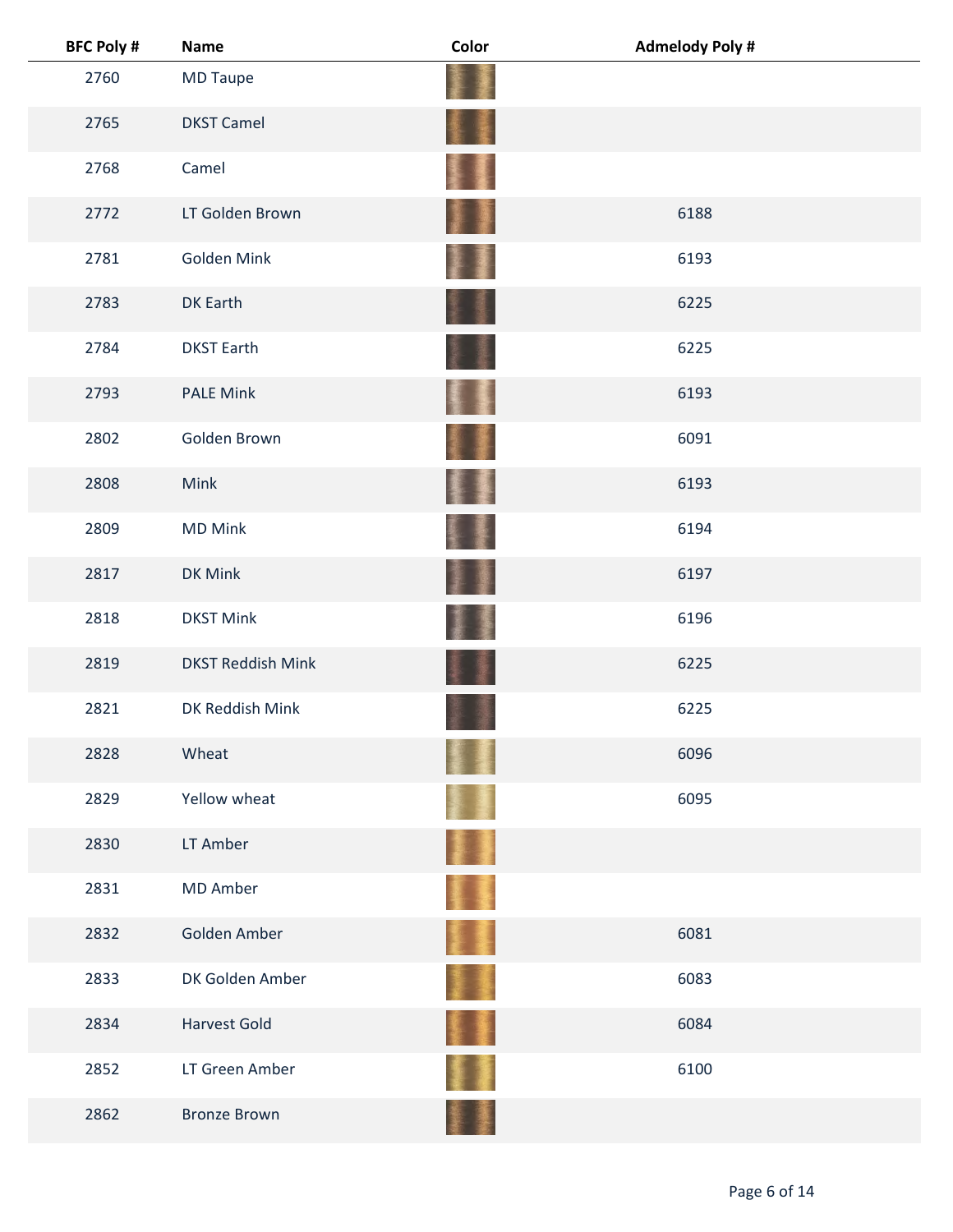| BFC Poly # | Name | Color | Admelody Poly # |
| --- | --- | --- | --- |
| 2760 | MD Taupe | | |
| 2765 | DKST Camel | | |
| 2768 | Camel | | |
| 2772 | LT Golden Brown | | 6188 |
| 2781 | Golden Mink | | 6193 |
| 2783 | DK Earth | | 6225 |
| 2784 | DKST Earth | | 6225 |
| 2793 | PALE Mink | | 6193 |
| 2802 | Golden Brown | | 6091 |
| 2808 | Mink | | 6193 |
| 2809 | MD Mink | | 6194 |
| 2817 | DK Mink | | 6197 |
| 2818 | DKST Mink | | 6196 |
| 2819 | DKST Reddish Mink | | 6225 |
| 2821 | DK Reddish Mink | | 6225 |
| 2828 | Wheat | | 6096 |
| 2829 | Yellow wheat | | 6095 |
| 2830 | LT Amber | | |
| 2831 | MD Amber | | |
| 2832 | Golden Amber | | 6081 |
| 2833 | DK Golden Amber | | 6083 |
| 2834 | Harvest Gold | | 6084 |
| 2852 | LT Green Amber | | 6100 |
| 2862 | Bronze Brown | | |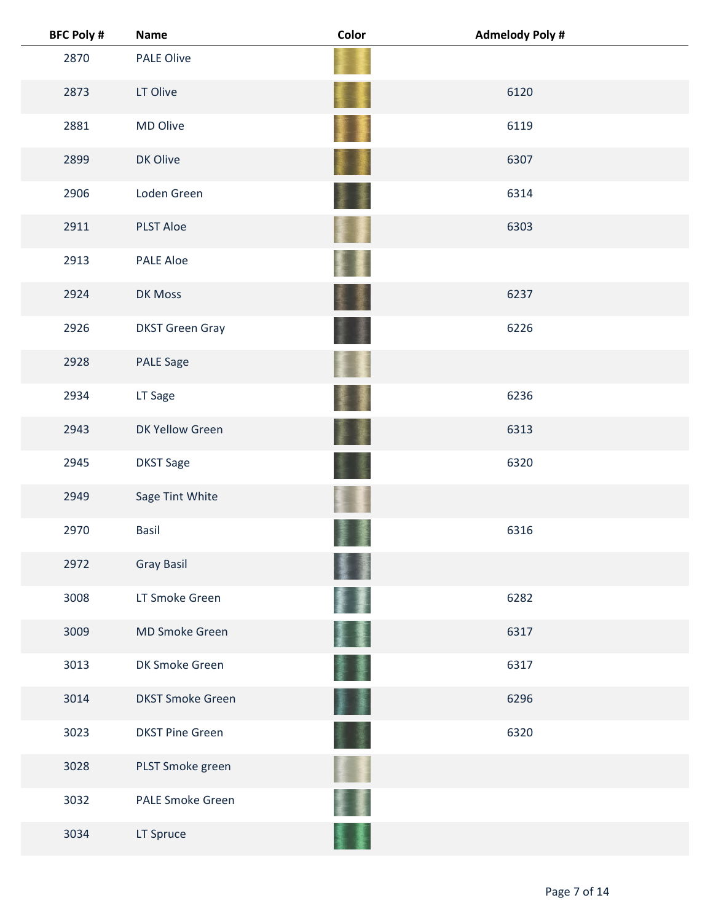| BFC Poly # | Name | Color | Admelody Poly # |
|---|---|---|---|
| 2870 | PALE Olive | | |
| 2873 | LT Olive | | 6120 |
| 2881 | MD Olive | | 6119 |
| 2899 | DK Olive | | 6307 |
| 2906 | Loden Green | | 6314 |
| 2911 | PLST Aloe | | 6303 |
| 2913 | PALE Aloe | | |
| 2924 | DK Moss | | 6237 |
| 2926 | DKST Green Gray | | 6226 |
| 2928 | PALE Sage | | |
| 2934 | LT Sage | | 6236 |
| 2943 | DK Yellow Green | | 6313 |
| 2945 | DKST Sage | | 6320 |
| 2949 | Sage Tint White | | |
| 2970 | Basil | | 6316 |
| 2972 | Gray Basil | | |
| 3008 | LT Smoke Green | | 6282 |
| 3009 | MD Smoke Green | | 6317 |
| 3013 | DK Smoke Green | | 6317 |
| 3014 | DKST Smoke Green | | 6296 |
| 3023 | DKST Pine Green | | 6320 |
| 3028 | PLST Smoke green | | |
| 3032 | PALE Smoke Green | | |
| 3034 | LT Spruce | | |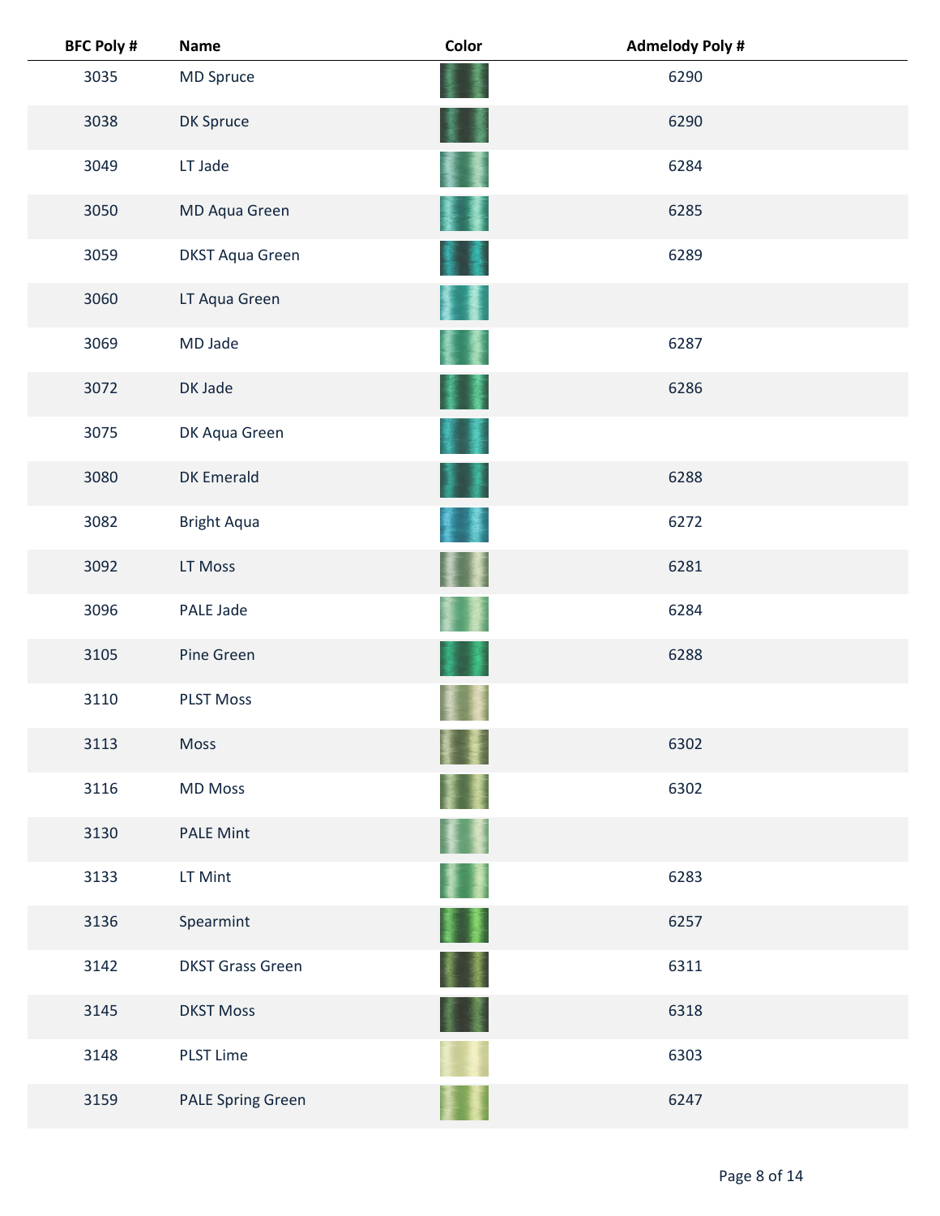| BFC Poly # | Name | Color | Admelody Poly # |
|---|---|---|---|
| 3035 | MD Spruce | | 6290 |
| 3038 | DK Spruce | | 6290 |
| 3049 | LT Jade | | 6284 |
| 3050 | MD Aqua Green | | 6285 |
| 3059 | DKST Aqua Green | | 6289 |
| 3060 | LT Aqua Green | | |
| 3069 | MD Jade | | 6287 |
| 3072 | DK Jade | | 6286 |
| 3075 | DK Aqua Green | | |
| 3080 | DK Emerald | | 6288 |
| 3082 | Bright Aqua | | 6272 |
| 3092 | LT Moss | | 6281 |
| 3096 | PALE Jade | | 6284 |
| 3105 | Pine Green | | 6288 |
| 3110 | PLST Moss | | |
| 3113 | Moss | | 6302 |
| 3116 | MD Moss | | 6302 |
| 3130 | PALE Mint | | |
| 3133 | LT Mint | | 6283 |
| 3136 | Spearmint | | 6257 |
| 3142 | DKST Grass Green | | 6311 |
| 3145 | DKST Moss | | 6318 |
| 3148 | PLST Lime | | 6303 |
| 3159 | PALE Spring Green | | 6247 |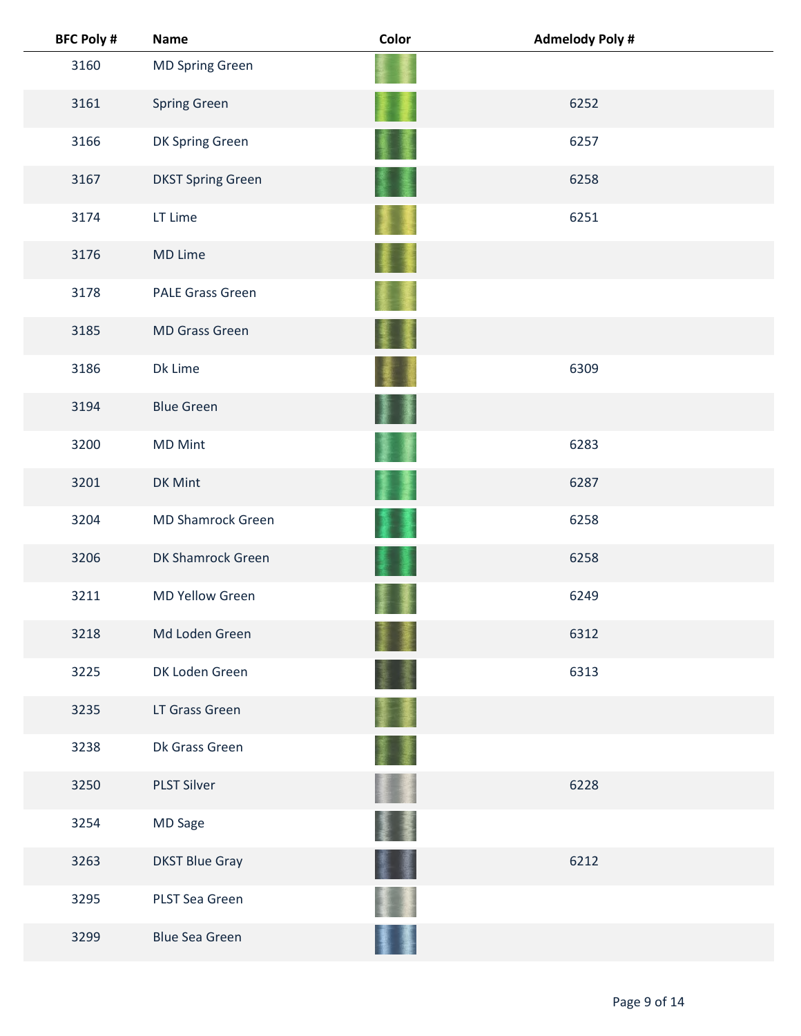| BFC Poly # | Name | Color | Admelody Poly # |
| --- | --- | --- | --- |
| 3160 | MD Spring Green | | |
| 3161 | Spring Green | | 6252 |
| 3166 | DK Spring Green | | 6257 |
| 3167 | DKST Spring Green | | 6258 |
| 3174 | LT Lime | | 6251 |
| 3176 | MD Lime | | |
| 3178 | PALE Grass Green | | |
| 3185 | MD Grass Green | | |
| 3186 | Dk Lime | | 6309 |
| 3194 | Blue Green | | |
| 3200 | MD Mint | | 6283 |
| 3201 | DK Mint | | 6287 |
| 3204 | MD Shamrock Green | | 6258 |
| 3206 | DK Shamrock Green | | 6258 |
| 3211 | MD Yellow Green | | 6249 |
| 3218 | Md Loden Green | | 6312 |
| 3225 | DK Loden Green | | 6313 |
| 3235 | LT Grass Green | | |
| 3238 | Dk Grass Green | | |
| 3250 | PLST Silver | | 6228 |
| 3254 | MD Sage | | |
| 3263 | DKST Blue Gray | | 6212 |
| 3295 | PLST Sea Green | | |
| 3299 | Blue Sea Green | | |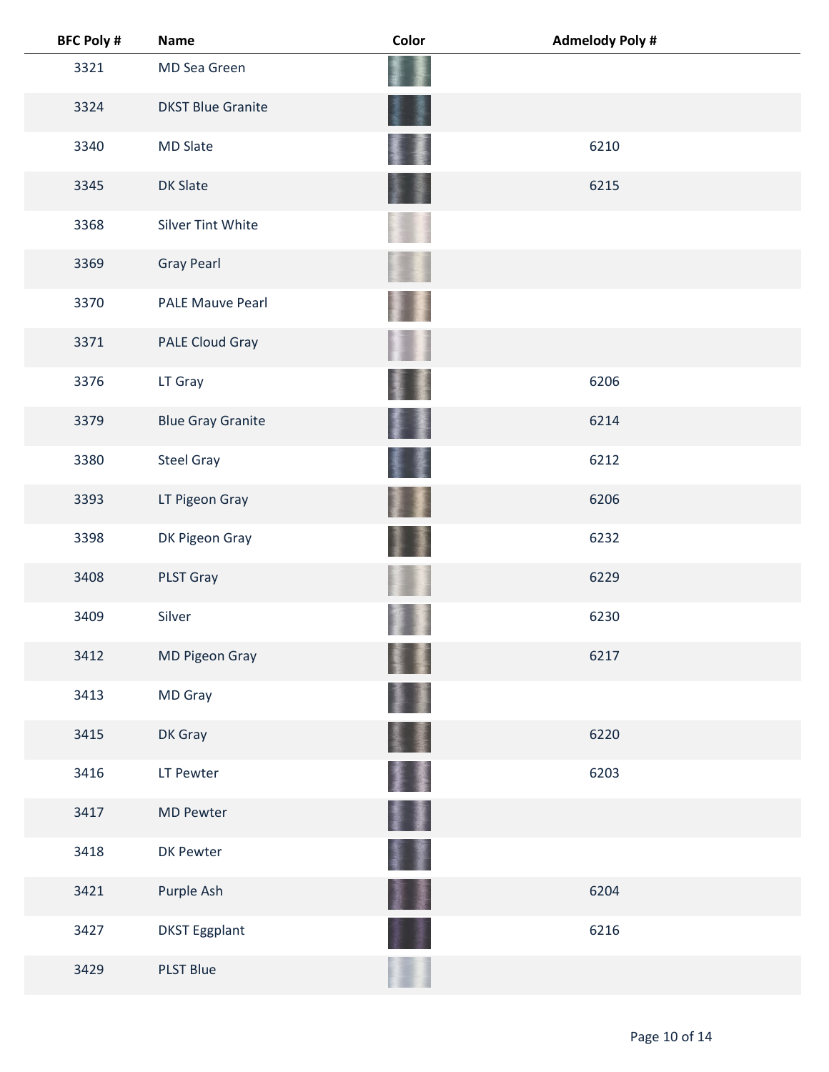| BFC Poly # | Name | Color | Admelody Poly # |
|---|---|---|---|
| 3321 | MD Sea Green | | |
| 3324 | DKST Blue Granite | | |
| 3340 | MD Slate | | 6210 |
| 3345 | DK Slate | | 6215 |
| 3368 | Silver Tint White | | |
| 3369 | Gray Pearl | | |
| 3370 | PALE Mauve Pearl | | |
| 3371 | PALE Cloud Gray | | |
| 3376 | LT Gray | | 6206 |
| 3379 | Blue Gray Granite | | 6214 |
| 3380 | Steel Gray | | 6212 |
| 3393 | LT Pigeon Gray | | 6206 |
| 3398 | DK Pigeon Gray | | 6232 |
| 3408 | PLST Gray | | 6229 |
| 3409 | Silver | | 6230 |
| 3412 | MD Pigeon Gray | | 6217 |
| 3413 | MD Gray | | |
| 3415 | DK Gray | | 6220 |
| 3416 | LT Pewter | | 6203 |
| 3417 | MD Pewter | | |
| 3418 | DK Pewter | | |
| 3421 | Purple Ash | | 6204 |
| 3427 | DKST Eggplant | | 6216 |
| 3429 | PLST Blue | | |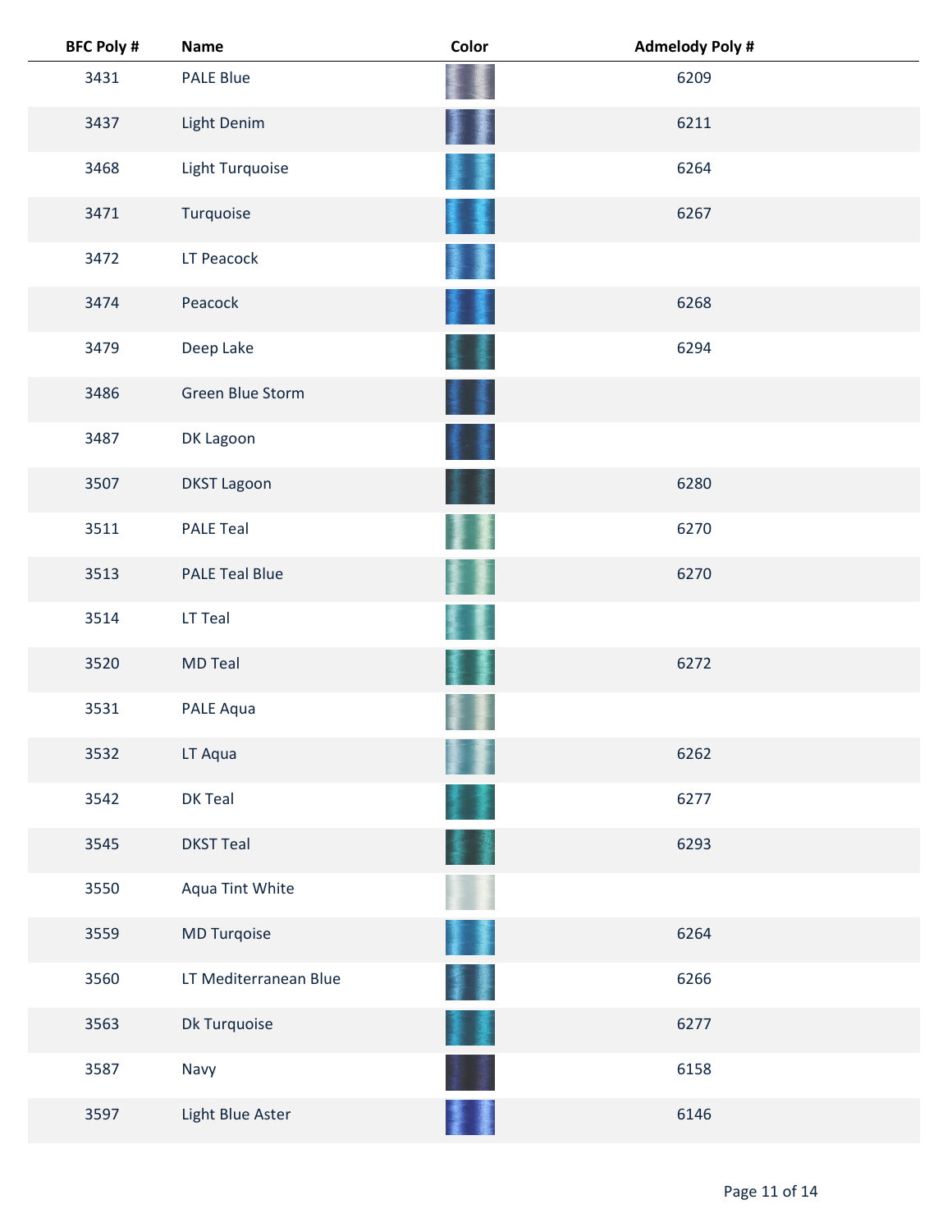| BFC Poly # | Name | Color | Admelody Poly # |
| --- | --- | --- | --- |
| 3431 | PALE Blue | | 6209 |
| 3437 | Light Denim | | 6211 |
| 3468 | Light Turquoise | | 6264 |
| 3471 | Turquoise | | 6267 |
| 3472 | LT Peacock | | |
| 3474 | Peacock | | 6268 |
| 3479 | Deep Lake | | 6294 |
| 3486 | Green Blue Storm | | |
| 3487 | DK Lagoon | | |
| 3507 | DKST Lagoon | | 6280 |
| 3511 | PALE Teal | | 6270 |
| 3513 | PALE Teal Blue | | 6270 |
| 3514 | LT Teal | | |
| 3520 | MD Teal | | 6272 |
| 3531 | PALE Aqua | | |
| 3532 | LT Aqua | | 6262 |
| 3542 | DK Teal | | 6277 |
| 3545 | DKST Teal | | 6293 |
| 3550 | Aqua Tint White | | |
| 3559 | MD Turqoise | | 6264 |
| 3560 | LT Mediterranean Blue | | 6266 |
| 3563 | Dk Turquoise | | 6277 |
| 3587 | Navy | | 6158 |
| 3597 | Light Blue Aster | | 6146 |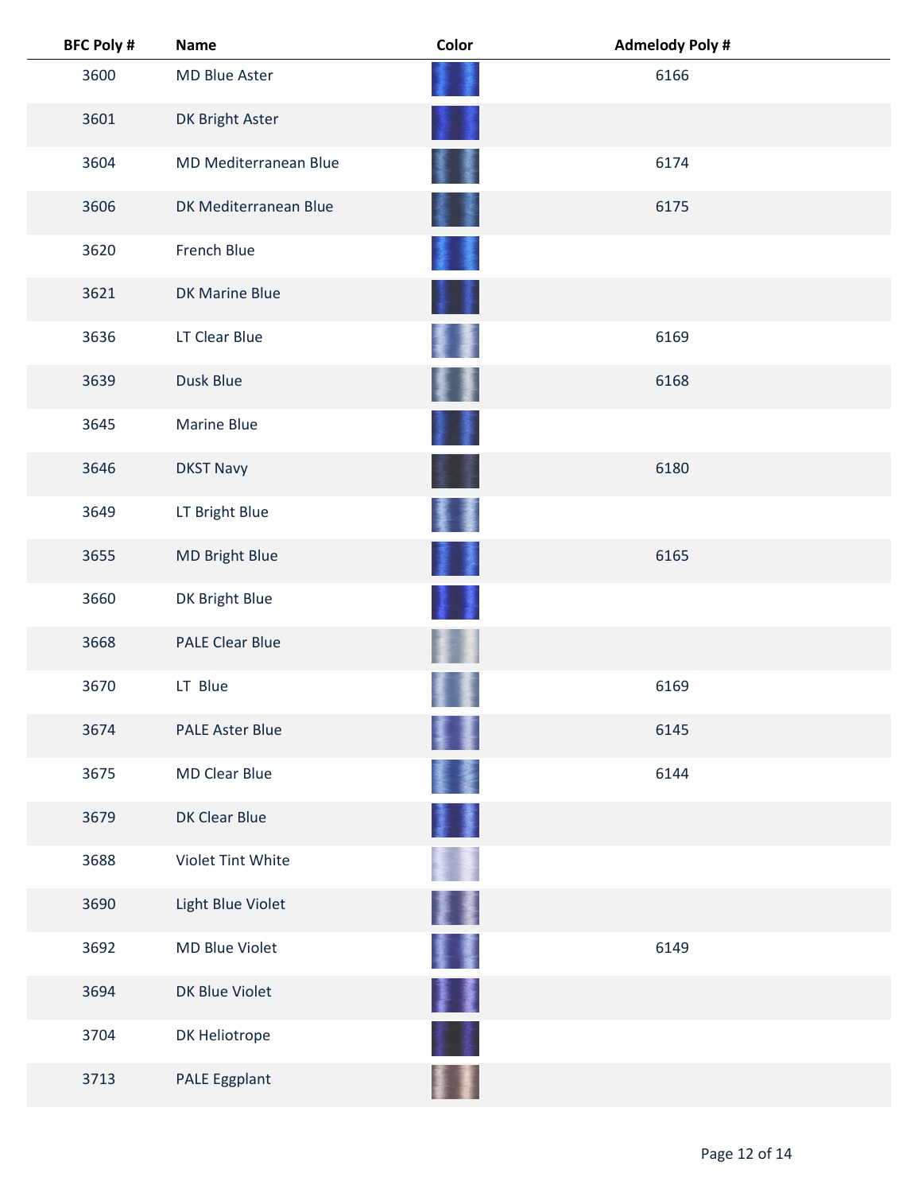| BFC Poly # | Name | Color | Admelody Poly # |
|---|---|---|---|
| 3600 | MD Blue Aster | | 6166 |
| 3601 | DK Bright Aster | | |
| 3604 | MD Mediterranean Blue | | 6174 |
| 3606 | DK Mediterranean Blue | | 6175 |
| 3620 | French Blue | | |
| 3621 | DK Marine Blue | | |
| 3636 | LT Clear Blue | | 6169 |
| 3639 | Dusk Blue | | 6168 |
| 3645 | Marine Blue | | |
| 3646 | DKST Navy | | 6180 |
| 3649 | LT Bright Blue | | |
| 3655 | MD Bright Blue | | 6165 |
| 3660 | DK Bright Blue | | |
| 3668 | PALE Clear Blue | | |
| 3670 | LT  Blue | | 6169 |
| 3674 | PALE Aster Blue | | 6145 |
| 3675 | MD Clear Blue | | 6144 |
| 3679 | DK Clear Blue | | |
| 3688 | Violet Tint White | | |
| 3690 | Light Blue Violet | | |
| 3692 | MD Blue Violet | | 6149 |
| 3694 | DK Blue Violet | | |
| 3704 | DK Heliotrope | | |
| 3713 | PALE Eggplant | | |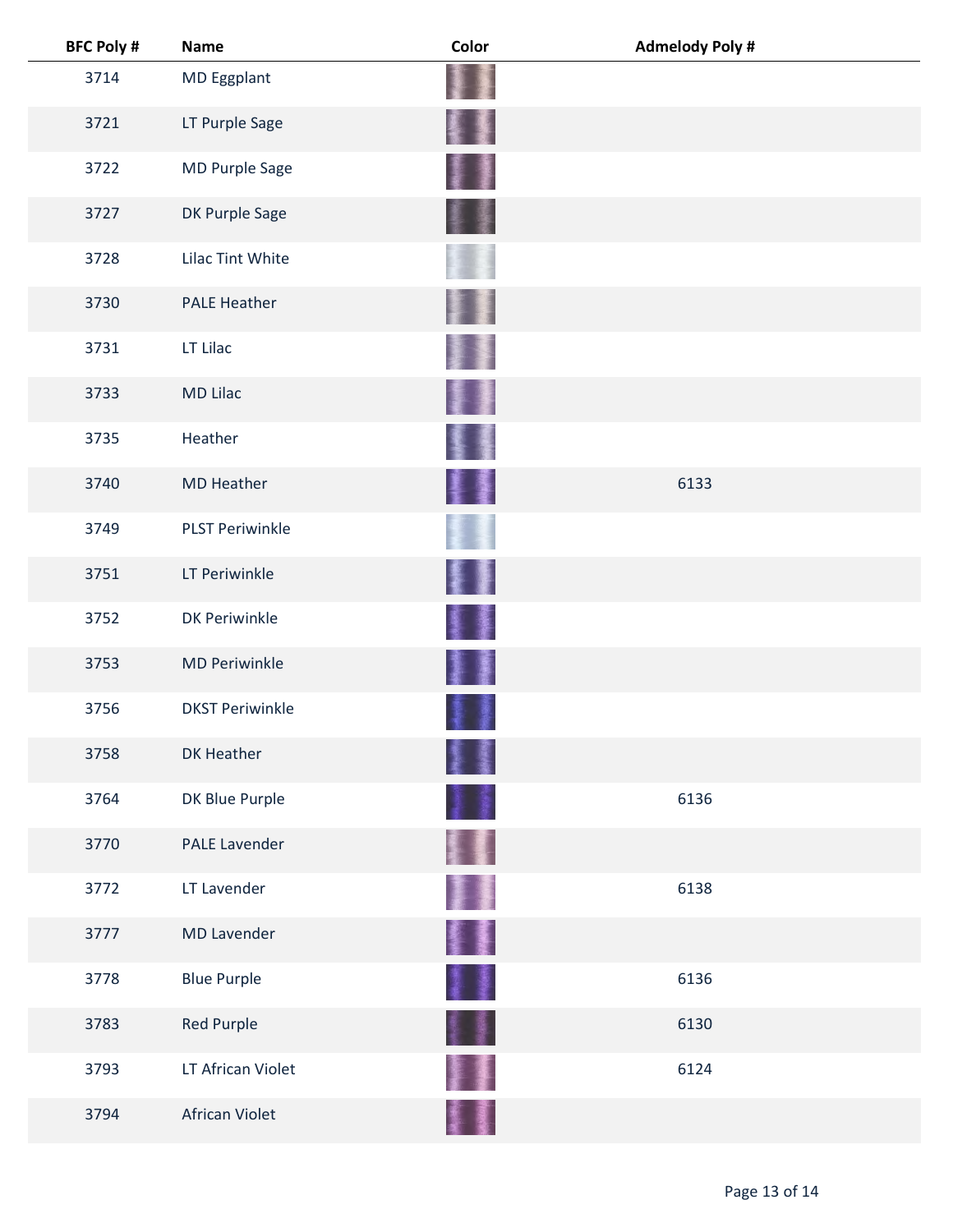| BFC Poly # | Name | Color | Admelody Poly # |
|---|---|---|---|
| 3714 | MD Eggplant | | |
| 3721 | LT Purple Sage | | |
| 3722 | MD Purple Sage | | |
| 3727 | DK Purple Sage | | |
| 3728 | Lilac Tint White | | |
| 3730 | PALE Heather | | |
| 3731 | LT Lilac | | |
| 3733 | MD Lilac | | |
| 3735 | Heather | | |
| 3740 | MD Heather | | 6133 |
| 3749 | PLST Periwinkle | | |
| 3751 | LT Periwinkle | | |
| 3752 | DK Periwinkle | | |
| 3753 | MD Periwinkle | | |
| 3756 | DKST Periwinkle | | |
| 3758 | DK Heather | | |
| 3764 | DK Blue Purple | | 6136 |
| 3770 | PALE Lavender | | |
| 3772 | LT Lavender | | 6138 |
| 3777 | MD Lavender | | |
| 3778 | Blue Purple | | 6136 |
| 3783 | Red Purple | | 6130 |
| 3793 | LT African Violet | | 6124 |
| 3794 | African Violet | | |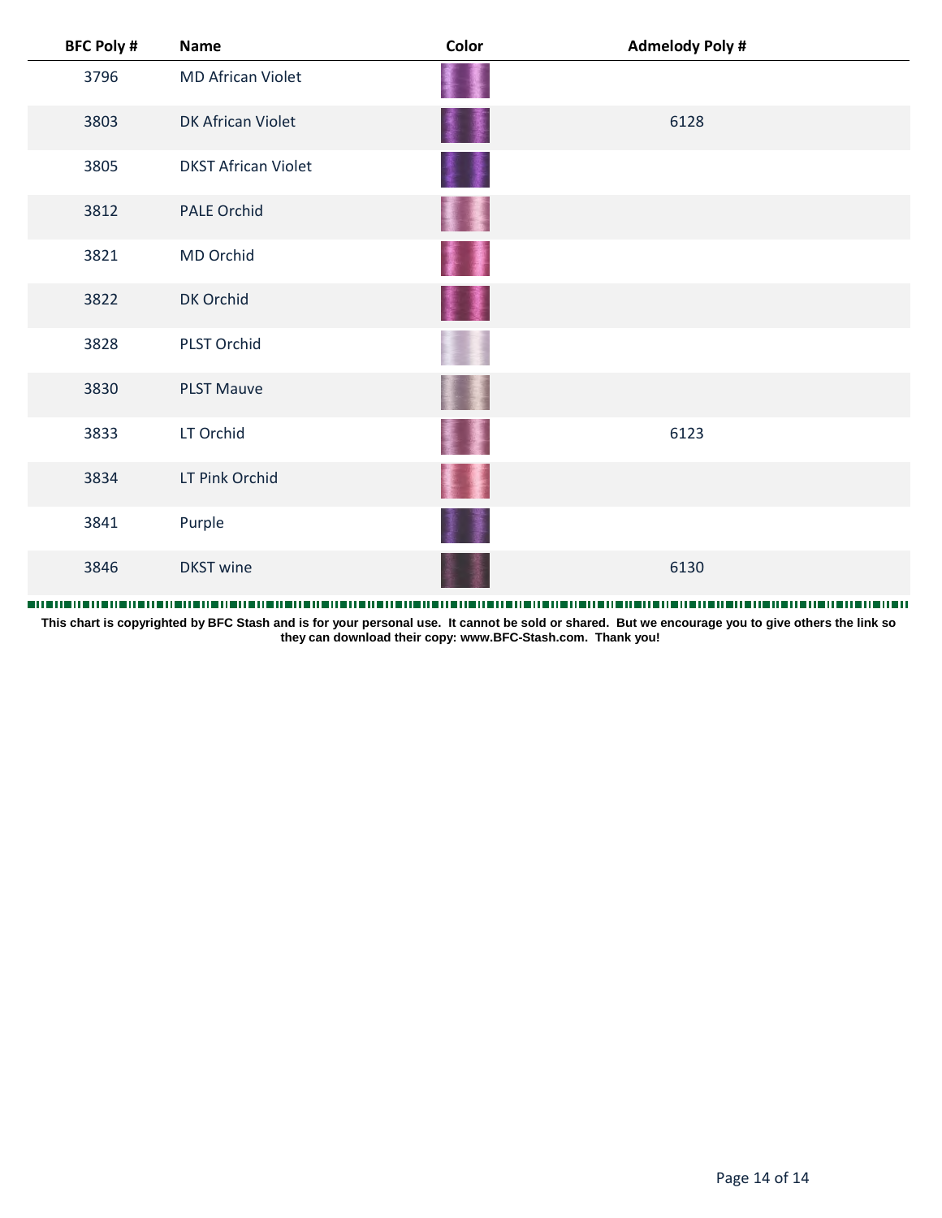| BFC Poly # | Name | Color | Admelody Poly # |
|---|---|---|---|
| 3796 | MD African Violet | | |
| 3803 | DK African Violet | | 6128 |
| 3805 | DKST African Violet | | |
| 3812 | PALE Orchid | | |
| 3821 | MD Orchid | | |
| 3822 | DK Orchid | | |
| 3828 | PLST Orchid | | |
| 3830 | PLST Mauve | | |
| 3833 | LT Orchid | | 6123 |
| 3834 | LT Pink Orchid | | |
| 3841 | Purple | | |
| 3846 | DKST wine | | 6130 |

**This chart is copyrighted by BFC Stash and is for your personal use. It cannot be sold or shared. But we encourage you to give others the link so they can download their copy: www.BFC-Stash.com. Thank you!**